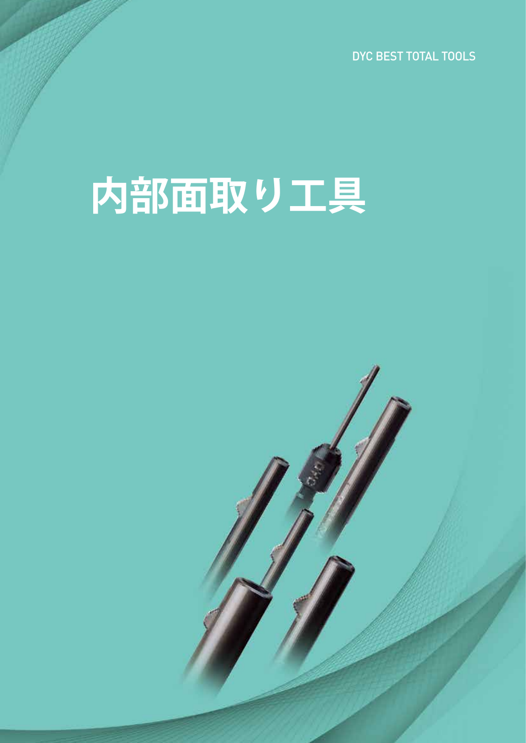DYC BEST TOTAL TOOLS

# 内部面取り工具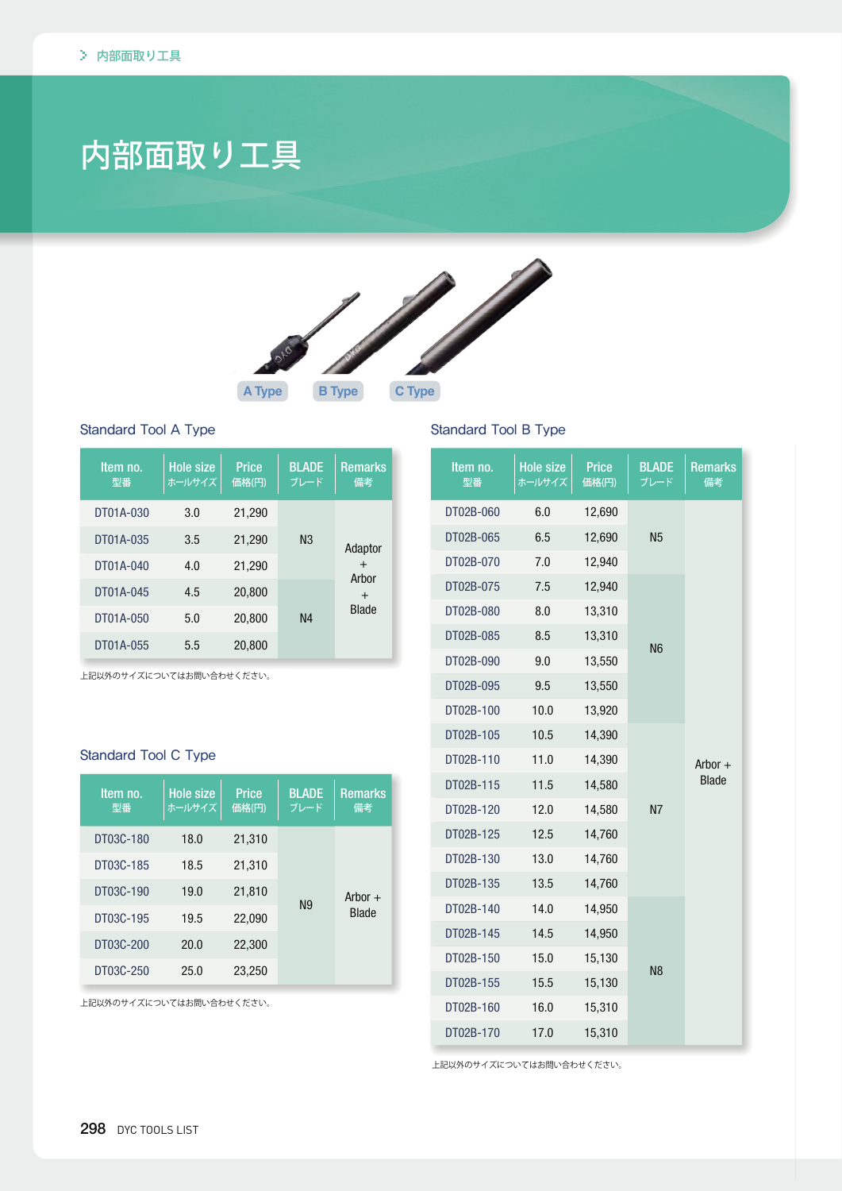# 内部面取り工具

A Type　B Type　C Type

## Standard Tool A Type

| Item no. 型番 | Hole size ホールサイズ | Price 価格(円) | BLADE ブレード | Remarks 備考 |
|---|---|---|---|---|
| DT01A-030 | 3.0 | 21,290 | N3 | Adaptor + Arbor + Blade |
| DT01A-035 | 3.5 | 21,290 | N3 | Adaptor + Arbor + Blade |
| DT01A-040 | 4.0 | 21,290 | N3 | Adaptor + Arbor + Blade |
| DT01A-045 | 4.5 | 20,800 | N4 | Adaptor + Arbor + Blade |
| DT01A-050 | 5.0 | 20,800 | N4 | Adaptor + Arbor + Blade |
| DT01A-055 | 5.5 | 20,800 | N4 | Adaptor + Arbor + Blade |

上記以外のサイズについてはお問い合わせください。

## Standard Tool C Type

| Item no. 型番 | Hole size ホールサイズ | Price 価格(円) | BLADE ブレード | Remarks 備考 |
|---|---|---|---|---|
| DT03C-180 | 18.0 | 21,310 | N9 | Arbor + Blade |
| DT03C-185 | 18.5 | 21,310 | N9 | Arbor + Blade |
| DT03C-190 | 19.0 | 21,810 | N9 | Arbor + Blade |
| DT03C-195 | 19.5 | 22,090 | N9 | Arbor + Blade |
| DT03C-200 | 20.0 | 22,300 | N9 | Arbor + Blade |
| DT03C-250 | 25.0 | 23,250 | N9 | Arbor + Blade |

上記以外のサイズについてはお問い合わせください。

## Standard Tool B Type

| Item no. 型番 | Hole size ホールサイズ | Price 価格(円) | BLADE ブレード | Remarks 備考 |
|---|---|---|---|---|
| DT02B-060 | 6.0 | 12,690 | N5 | Arbor + Blade |
| DT02B-065 | 6.5 | 12,690 | N5 | Arbor + Blade |
| DT02B-070 | 7.0 | 12,940 | N5 | Arbor + Blade |
| DT02B-075 | 7.5 | 12,940 | N6 | Arbor + Blade |
| DT02B-080 | 8.0 | 13,310 | N6 | Arbor + Blade |
| DT02B-085 | 8.5 | 13,310 | N6 | Arbor + Blade |
| DT02B-090 | 9.0 | 13,550 | N6 | Arbor + Blade |
| DT02B-095 | 9.5 | 13,550 | N6 | Arbor + Blade |
| DT02B-100 | 10.0 | 13,920 | N6 | Arbor + Blade |
| DT02B-105 | 10.5 | 14,390 | N7 | Arbor + Blade |
| DT02B-110 | 11.0 | 14,390 | N7 | Arbor + Blade |
| DT02B-115 | 11.5 | 14,580 | N7 | Arbor + Blade |
| DT02B-120 | 12.0 | 14,580 | N7 | Arbor + Blade |
| DT02B-125 | 12.5 | 14,760 | N7 | Arbor + Blade |
| DT02B-130 | 13.0 | 14,760 | N7 | Arbor + Blade |
| DT02B-135 | 13.5 | 14,760 | N7 | Arbor + Blade |
| DT02B-140 | 14.0 | 14,950 | N8 | Arbor + Blade |
| DT02B-145 | 14.5 | 14,950 | N8 | Arbor + Blade |
| DT02B-150 | 15.0 | 15,130 | N8 | Arbor + Blade |
| DT02B-155 | 15.5 | 15,130 | N8 | Arbor + Blade |
| DT02B-160 | 16.0 | 15,310 | N8 | Arbor + Blade |
| DT02B-170 | 17.0 | 15,310 | N8 | Arbor + Blade |

上記以外のサイズについてはお問い合わせください。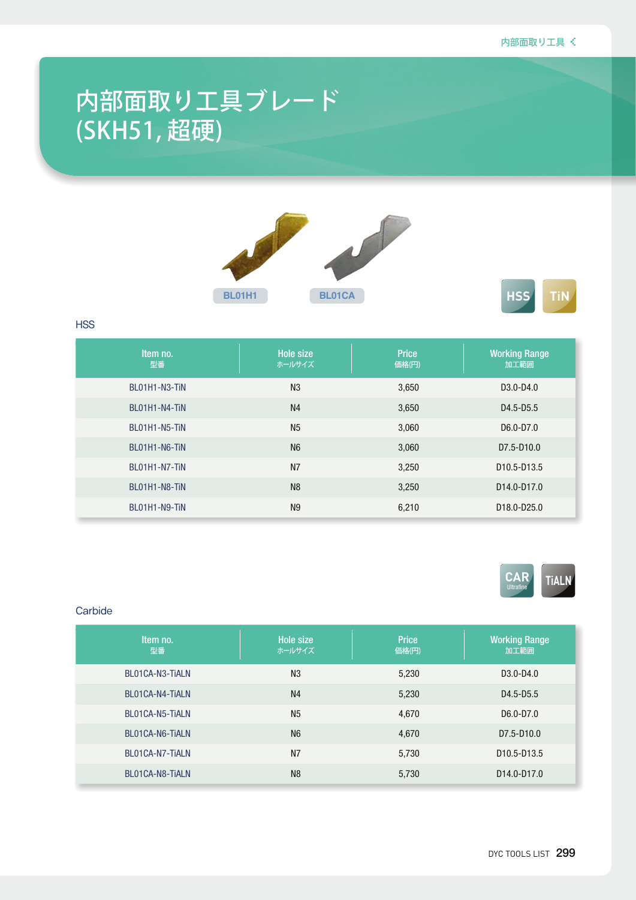# 内部面取り工具ブレード
# (SKH51, 超硬)

BL01H1　BL01CA

HSS　TiN

## HSS

| Item no.<br>型番 | Hole size<br>ホールサイズ | Price<br>価格(円) | Working Range<br>加工範囲 |
|---|---|---|---|
| BL01H1-N3-TiN | N3 | 3,650 | D3.0-D4.0 |
| BL01H1-N4-TiN | N4 | 3,650 | D4.5-D5.5 |
| BL01H1-N5-TiN | N5 | 3,060 | D6.0-D7.0 |
| BL01H1-N6-TiN | N6 | 3,060 | D7.5-D10.0 |
| BL01H1-N7-TiN | N7 | 3,250 | D10.5-D13.5 |
| BL01H1-N8-TiN | N8 | 3,250 | D14.0-D17.0 |
| BL01H1-N9-TiN | N9 | 6,210 | D18.0-D25.0 |

CAR Ultrafine　TiALN

## Carbide

| Item no.<br>型番 | Hole size<br>ホールサイズ | Price<br>価格(円) | Working Range<br>加工範囲 |
|---|---|---|---|
| BL01CA-N3-TiALN | N3 | 5,230 | D3.0-D4.0 |
| BL01CA-N4-TiALN | N4 | 5,230 | D4.5-D5.5 |
| BL01CA-N5-TiALN | N5 | 4,670 | D6.0-D7.0 |
| BL01CA-N6-TiALN | N6 | 4,670 | D7.5-D10.0 |
| BL01CA-N7-TiALN | N7 | 5,730 | D10.5-D13.5 |
| BL01CA-N8-TiALN | N8 | 5,730 | D14.0-D17.0 |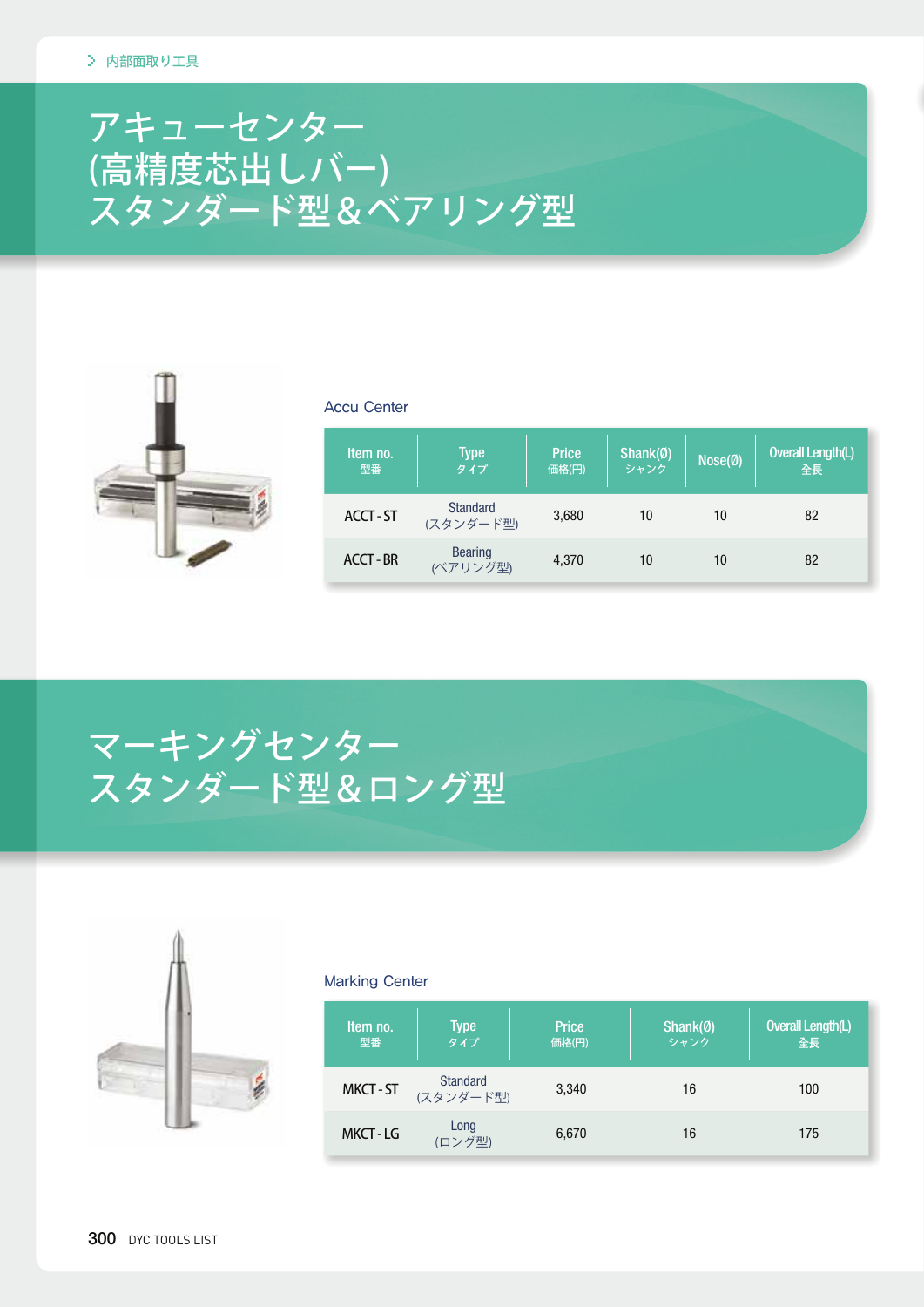> 内部面取り工具

# アキューセンター
# (高精度芯出しバー)
# スタンダード型&ベアリング型

Accu Center

| Item no. 型番 | Type タイプ | Price 価格(円) | Shank(Ø) シャンク | Nose(Ø) | Overall Length(L) 全長 |
|---|---|---|---|---|---|
| ACCT - ST | Standard (スタンダード型) | 3,680 | 10 | 10 | 82 |
| ACCT - BR | Bearing (ベアリング型) | 4,370 | 10 | 10 | 82 |

# マーキングセンター
# スタンダード型&ロング型

Marking Center

| Item no. 型番 | Type タイプ | Price 価格(円) | Shank(Ø) シャンク | Overall Length(L) 全長 |
|---|---|---|---|---|
| MKCT - ST | Standard (スタンダード型) | 3,340 | 16 | 100 |
| MKCT - LG | Long (ロング型) | 6,670 | 16 | 175 |